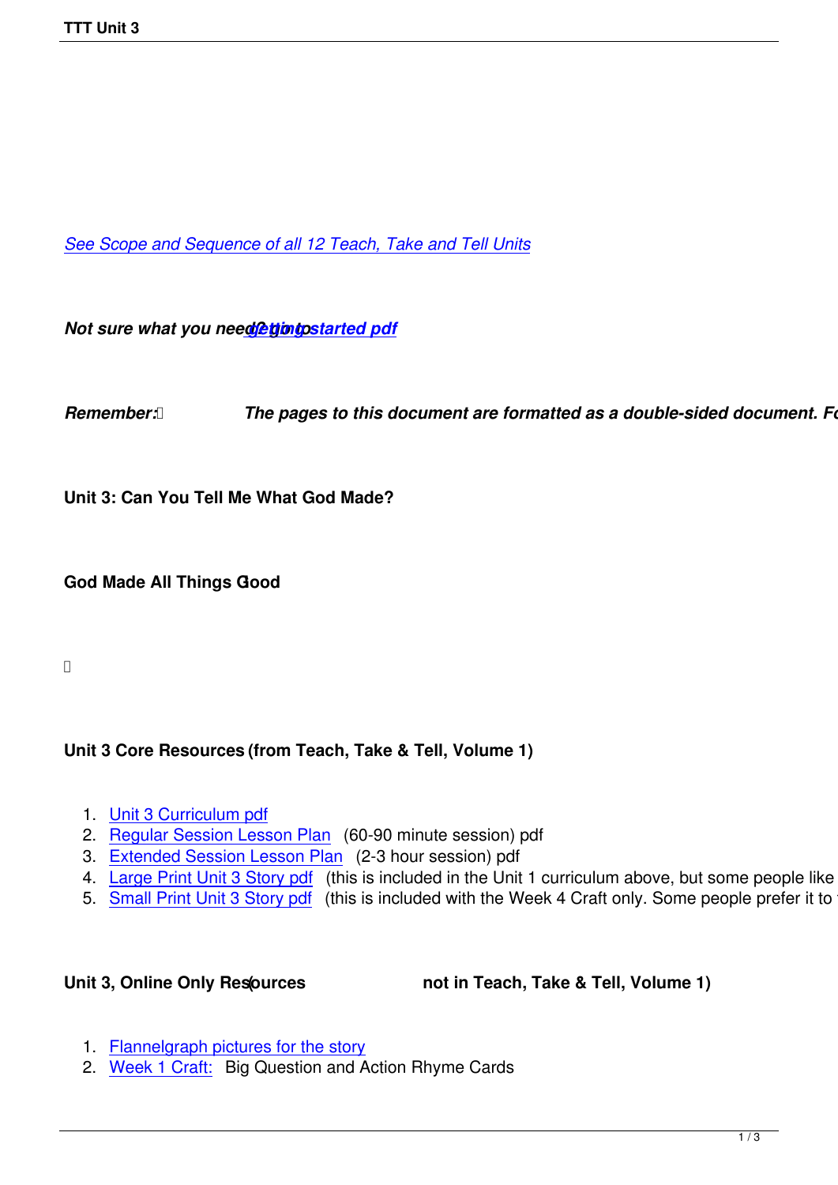*See Scope and Sequence of all 12 Teach, Take and Tell Units*

***Not sure what you need? go to getting started pdf***

***Remember: The pages to this document are formatted as a double-sided document. Fo***

**Unit 3: Can You Tell Me What God Made?**

**God Made All Things Good**

**Unit 3 Core Resources (from Teach, Take & Tell, Volume 1)**

1. Unit 3 Curriculum pdf
2. Regular Session Lesson Plan (60-90 minute session) pdf
3. Extended Session Lesson Plan (2-3 hour session) pdf
4. Large Print Unit 3 Story pdf (this is included in the Unit 1 curriculum above, but some people like
5. Small Print Unit 3 Story pdf (this is included with the Week 4 Craft only. Some people prefer it to

**Unit 3, Online Only Resources (not in Teach, Take & Tell, Volume 1)**

1. Flannelgraph pictures for the story
2. Week 1 Craft: Big Question and Action Rhyme Cards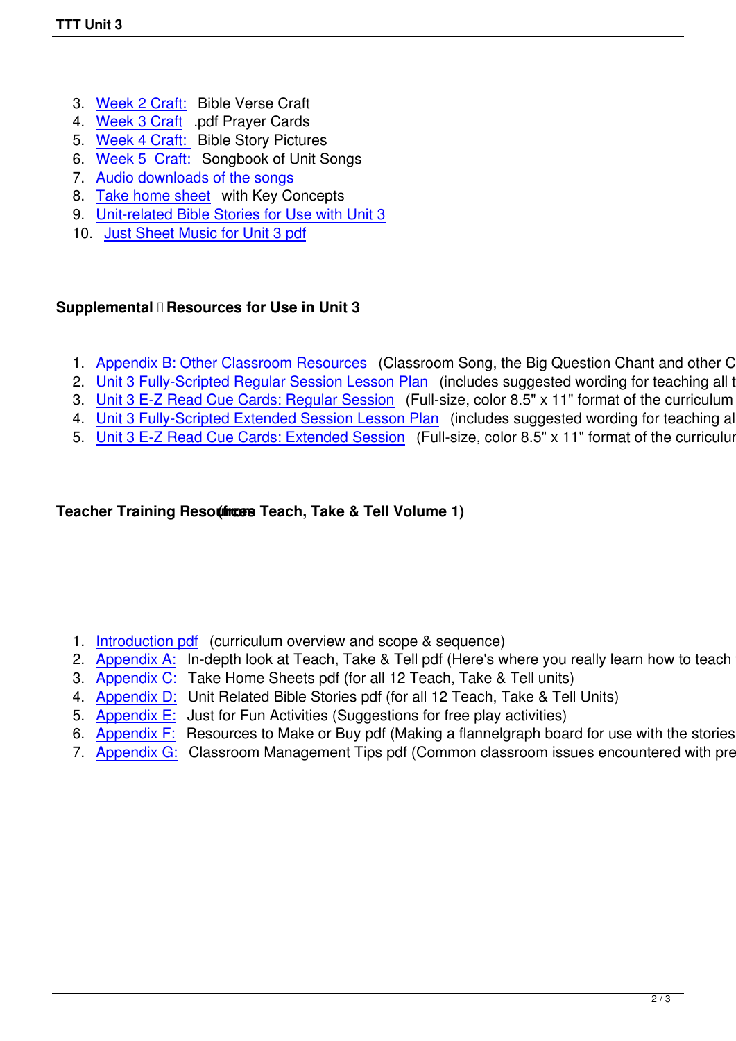3. Week 2 Craft: Bible Verse Craft
4. Week 3 Craft .pdf Prayer Cards
5. Week 4 Craft: Bible Story Pictures
6. Week 5 Craft: Songbook of Unit Songs
7. Audio downloads of the songs
8. Take home sheet with Key Concepts
9. Unit-related Bible Stories for Use with Unit 3
10. Just Sheet Music for Unit 3 pdf

**Supplemental Resources for Use in Unit 3**

1. Appendix B: Other Classroom Resources (Classroom Song, the Big Question Chant and other C
2. Unit 3 Fully-Scripted Regular Session Lesson Plan (includes suggested wording for teaching all t
3. Unit 3 E-Z Read Cue Cards: Regular Session (Full-size, color 8.5" x 11" format of the curriculum
4. Unit 3 Fully-Scripted Extended Session Lesson Plan (includes suggested wording for teaching al
5. Unit 3 E-Z Read Cue Cards: Extended Session (Full-size, color 8.5" x 11" format of the curriculur

**Teacher Training Resources (from Teach, Take & Tell Volume 1)**

1. Introduction pdf (curriculum overview and scope & sequence)
2. Appendix A: In-depth look at Teach, Take & Tell pdf (Here's where you really learn how to teach
3. Appendix C: Take Home Sheets pdf (for all 12 Teach, Take & Tell units)
4. Appendix D: Unit Related Bible Stories pdf (for all 12 Teach, Take & Tell Units)
5. Appendix E: Just for Fun Activities (Suggestions for free play activities)
6. Appendix F: Resources to Make or Buy pdf (Making a flannelgraph board for use with the stories
7. Appendix G: Classroom Management Tips pdf (Common classroom issues encountered with pre